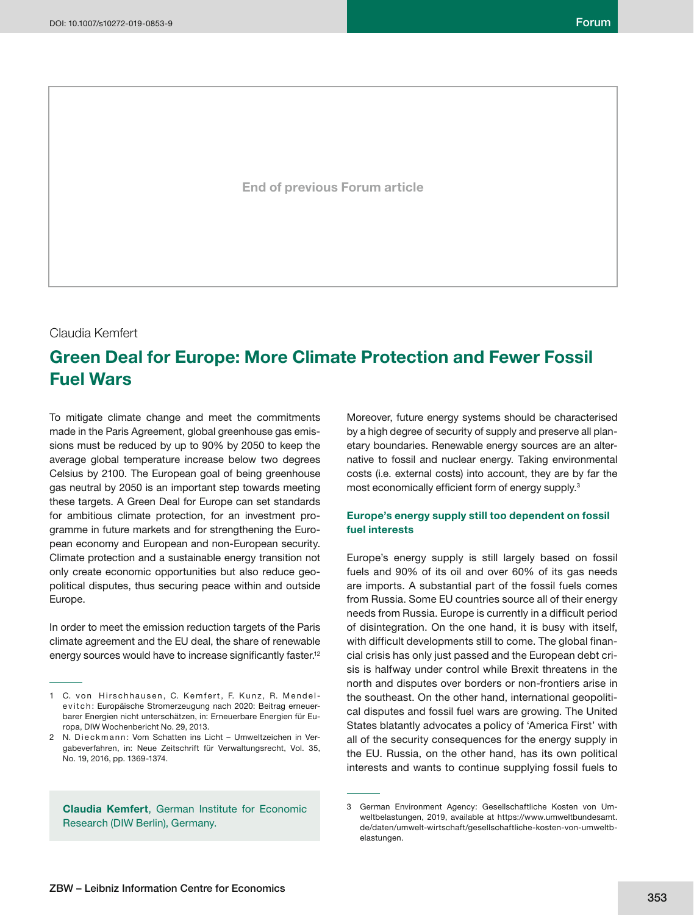End of previous Forum article

Claudia Kemfert

# Green Deal for Europe: More Climate Protection and Fewer Fossil Fuel Wars

To mitigate climate change and meet the commitments made in the Paris Agreement, global greenhouse gas emissions must be reduced by up to 90% by 2050 to keep the average global temperature increase below two degrees Celsius by 2100. The European goal of being greenhouse gas neutral by 2050 is an important step towards meeting these targets. A Green Deal for Europe can set standards for ambitious climate protection, for an investment programme in future markets and for strengthening the European economy and European and non-European security. Climate protection and a sustainable energy transition not only create economic opportunities but also reduce geopolitical disputes, thus securing peace within and outside Europe.

In order to meet the emission reduction targets of the Paris climate agreement and the EU deal, the share of renewable energy sources would have to increase significantly faster.[1,2]

Moreover, future energy systems should be characterised by a high degree of security of supply and preserve all planetary boundaries. Renewable energy sources are an alternative to fossil and nuclear energy. Taking environmental costs (i.e. external costs) into account, they are by far the most economically efficient form of energy supply.[3]

## Europe's energy supply still too dependent on fossil fuel interests

Europe's energy supply is still largely based on fossil fuels and 90% of its oil and over 60% of its gas needs are imports. A substantial part of the fossil fuels comes from Russia. Some EU countries source all of their energy needs from Russia. Europe is currently in a difficult period of disintegration. On the one hand, it is busy with itself, with difficult developments still to come. The global financial crisis has only just passed and the European debt crisis is halfway under control while Brexit threatens in the north and disputes over borders or non-frontiers arise in the southeast. On the other hand, international geopolitical disputes and fossil fuel wars are growing. The United States blatantly advocates a policy of 'America First' with all of the security consequences for the energy supply in the EU. Russia, on the other hand, has its own political interests and wants to continue supplying fossil fuels to

**Claudia Kemfert**, German Institute for Economic Research (DIW Berlin), Germany.

1 C. von Hirschhausen, C. Kemfert, F. Kunz, R. Mendelevitch: Europäische Stromerzeugung nach 2020: Beitrag erneuerbarer Energien nicht unterschätzen, in: Erneuerbare Energien für Europa, DIW Wochenbericht No. 29, 2013.

2 N. Dieckmann: Vom Schatten ins Licht – Umweltzeichen in Vergabeverfahren, in: Neue Zeitschrift für Verwaltungsrecht, Vol. 35, No. 19, 2016, pp. 1369-1374.

3 German Environment Agency: Gesellschaftliche Kosten von Umweltbelastungen, 2019, available at https://www.umweltbundesamt.de/daten/umwelt-wirtschaft/gesellschaftliche-kosten-von-umweltbelastungen.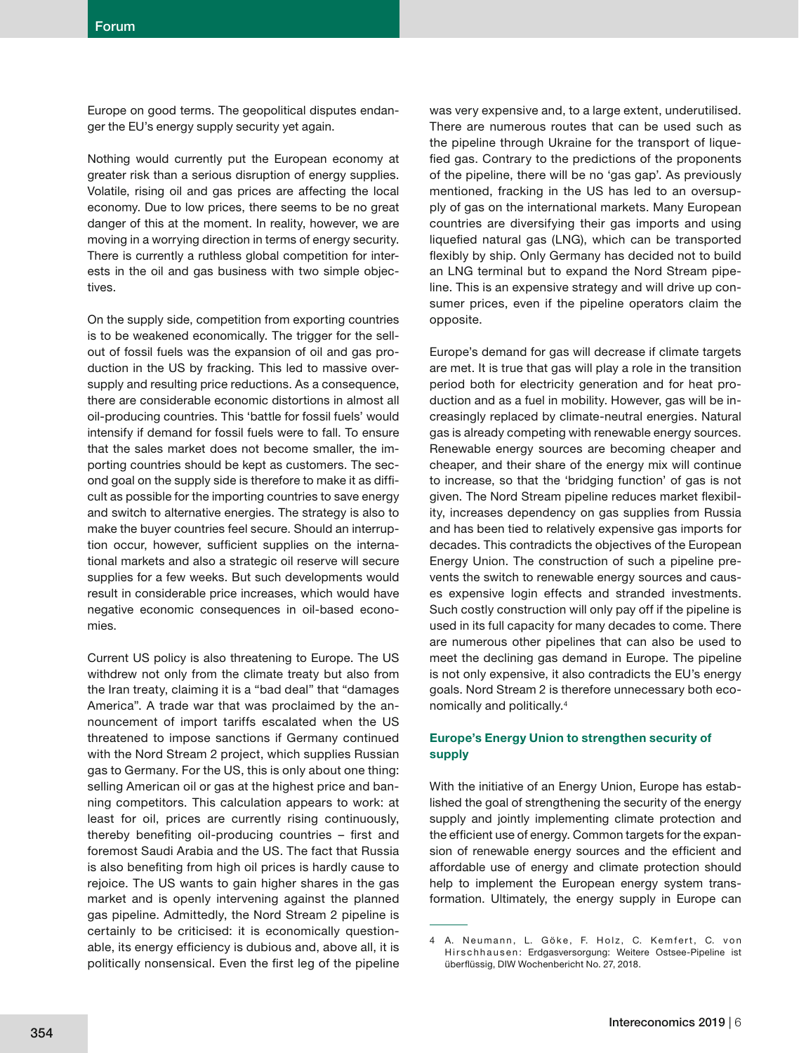Europe on good terms. The geopolitical disputes endanger the EU's energy supply security yet again.

Nothing would currently put the European economy at greater risk than a serious disruption of energy supplies. Volatile, rising oil and gas prices are affecting the local economy. Due to low prices, there seems to be no great danger of this at the moment. In reality, however, we are moving in a worrying direction in terms of energy security. There is currently a ruthless global competition for interests in the oil and gas business with two simple objectives.

On the supply side, competition from exporting countries is to be weakened economically. The trigger for the sellout of fossil fuels was the expansion of oil and gas production in the US by fracking. This led to massive oversupply and resulting price reductions. As a consequence, there are considerable economic distortions in almost all oil-producing countries. This 'battle for fossil fuels' would intensify if demand for fossil fuels were to fall. To ensure that the sales market does not become smaller, the importing countries should be kept as customers. The second goal on the supply side is therefore to make it as difficult as possible for the importing countries to save energy and switch to alternative energies. The strategy is also to make the buyer countries feel secure. Should an interruption occur, however, sufficient supplies on the international markets and also a strategic oil reserve will secure supplies for a few weeks. But such developments would result in considerable price increases, which would have negative economic consequences in oil-based economies.

Current US policy is also threatening to Europe. The US withdrew not only from the climate treaty but also from the Iran treaty, claiming it is a "bad deal" that "damages America". A trade war that was proclaimed by the announcement of import tariffs escalated when the US threatened to impose sanctions if Germany continued with the Nord Stream 2 project, which supplies Russian gas to Germany. For the US, this is only about one thing: selling American oil or gas at the highest price and banning competitors. This calculation appears to work: at least for oil, prices are currently rising continuously, thereby benefiting oil-producing countries – first and foremost Saudi Arabia and the US. The fact that Russia is also benefiting from high oil prices is hardly cause to rejoice. The US wants to gain higher shares in the gas market and is openly intervening against the planned gas pipeline. Admittedly, the Nord Stream 2 pipeline is certainly to be criticised: it is economically questionable, its energy efficiency is dubious and, above all, it is politically nonsensical. Even the first leg of the pipeline was very expensive and, to a large extent, underutilised. There are numerous routes that can be used such as the pipeline through Ukraine for the transport of liquefied gas. Contrary to the predictions of the proponents of the pipeline, there will be no 'gas gap'. As previously mentioned, fracking in the US has led to an oversupply of gas on the international markets. Many European countries are diversifying their gas imports and using liquefied natural gas (LNG), which can be transported flexibly by ship. Only Germany has decided not to build an LNG terminal but to expand the Nord Stream pipeline. This is an expensive strategy and will drive up consumer prices, even if the pipeline operators claim the opposite.

Europe's demand for gas will decrease if climate targets are met. It is true that gas will play a role in the transition period both for electricity generation and for heat production and as a fuel in mobility. However, gas will be increasingly replaced by climate-neutral energies. Natural gas is already competing with renewable energy sources. Renewable energy sources are becoming cheaper and cheaper, and their share of the energy mix will continue to increase, so that the 'bridging function' of gas is not given. The Nord Stream pipeline reduces market flexibility, increases dependency on gas supplies from Russia and has been tied to relatively expensive gas imports for decades. This contradicts the objectives of the European Energy Union. The construction of such a pipeline prevents the switch to renewable energy sources and causes expensive login effects and stranded investments. Such costly construction will only pay off if the pipeline is used in its full capacity for many decades to come. There are numerous other pipelines that can also be used to meet the declining gas demand in Europe. The pipeline is not only expensive, it also contradicts the EU's energy goals. Nord Stream 2 is therefore unnecessary both economically and politically.[4]

## Europe's Energy Union to strengthen security of supply

With the initiative of an Energy Union, Europe has established the goal of strengthening the security of the energy supply and jointly implementing climate protection and the efficient use of energy. Common targets for the expansion of renewable energy sources and the efficient and affordable use of energy and climate protection should help to implement the European energy system transformation. Ultimately, the energy supply in Europe can

---

4 A. Neumann, L. Göke, F. Holz, C. Kemfert, C. von Hirschhausen: Erdgasversorgung: Weitere Ostsee-Pipeline ist überflüssig, DIW Wochenbericht No. 27, 2018.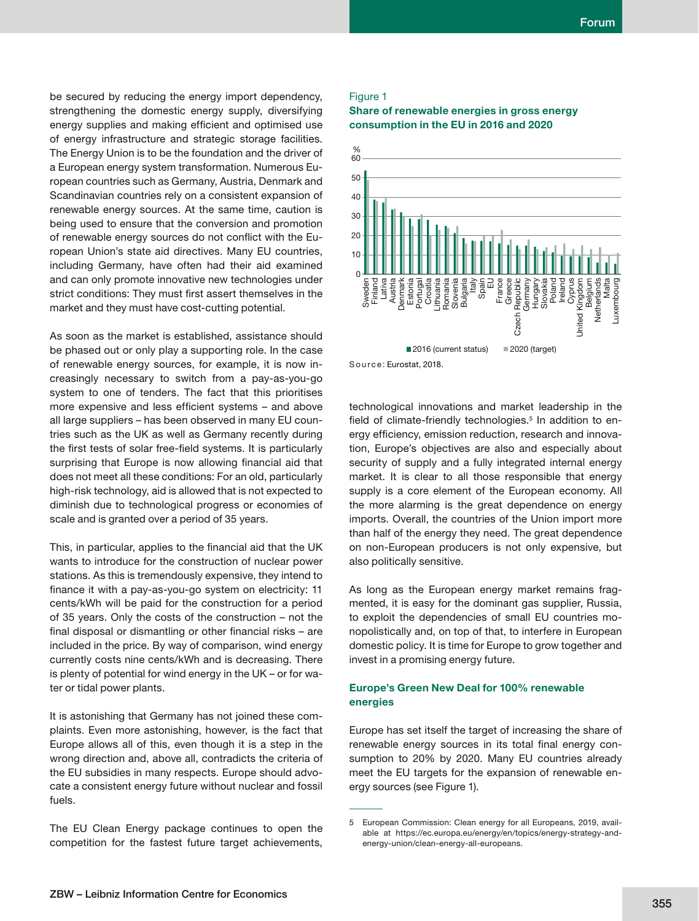be secured by reducing the energy import dependency, strengthening the domestic energy supply, diversifying energy supplies and making efficient and optimised use of energy infrastructure and strategic storage facilities. The Energy Union is to be the foundation and the driver of a European energy system transformation. Numerous European countries such as Germany, Austria, Denmark and Scandinavian countries rely on a consistent expansion of renewable energy sources. At the same time, caution is being used to ensure that the conversion and promotion of renewable energy sources do not conflict with the European Union's state aid directives. Many EU countries, including Germany, have often had their aid examined and can only promote innovative new technologies under strict conditions: They must first assert themselves in the market and they must have cost-cutting potential.

As soon as the market is established, assistance should be phased out or only play a supporting role. In the case of renewable energy sources, for example, it is now increasingly necessary to switch from a pay-as-you-go system to one of tenders. The fact that this prioritises more expensive and less efficient systems – and above all large suppliers – has been observed in many EU countries such as the UK as well as Germany recently during the first tests of solar free-field systems. It is particularly surprising that Europe is now allowing financial aid that does not meet all these conditions: For an old, particularly high-risk technology, aid is allowed that is not expected to diminish due to technological progress or economies of scale and is granted over a period of 35 years.

This, in particular, applies to the financial aid that the UK wants to introduce for the construction of nuclear power stations. As this is tremendously expensive, they intend to finance it with a pay-as-you-go system on electricity: 11 cents/kWh will be paid for the construction for a period of 35 years. Only the costs of the construction – not the final disposal or dismantling or other financial risks – are included in the price. By way of comparison, wind energy currently costs nine cents/kWh and is decreasing. There is plenty of potential for wind energy in the UK – or for water or tidal power plants.

It is astonishing that Germany has not joined these complaints. Even more astonishing, however, is the fact that Europe allows all of this, even though it is a step in the wrong direction and, above all, contradicts the criteria of the EU subsidies in many respects. Europe should advocate a consistent energy future without nuclear and fossil fuels.

The EU Clean Energy package continues to open the competition for the fastest future target achievements, technological innovations and market leadership in the field of climate-friendly technologies.[5] In addition to energy efficiency, emission reduction, research and innovation, Europe's objectives are also and especially about security of supply and a fully integrated internal energy market. It is clear to all those responsible that energy supply is a core element of the European economy. All the more alarming is the great dependence on energy imports. Overall, the countries of the Union import more than half of the energy they need. The great dependence on non-European producers is not only expensive, but also politically sensitive.

As long as the European energy market remains fragmented, it is easy for the dominant gas supplier, Russia, to exploit the dependencies of small EU countries monopolistically and, on top of that, to interfere in European domestic policy. It is time for Europe to grow together and invest in a promising energy future.

Figure 1

**Share of renewable energies in gross energy consumption in the EU in 2016 and 2020**

Countries (in order): Sweden, Finland, Latvia, Austria, Denmark, Estonia, Portugal, Croatia, Lithuania, Romania, Slovenia, Bulgaria, Italy, Spain, EU, France, Greece, Czech Republic, Germany, Hungary, Slovakia, Poland, Ireland, Cyprus, United Kingdom, Belgium, Netherlands, Malta, Luxembourg

Legend: 2016 (current status); 2020 (target). Y-axis: % (0–60)

Source: Eurostat, 2018.

## Europe's Green New Deal for 100% renewable energies

Europe has set itself the target of increasing the share of renewable energy sources in its total final energy consumption to 20% by 2020. Many EU countries already meet the EU targets for the expansion of renewable energy sources (see Figure 1).

---

5 European Commission: Clean energy for all Europeans, 2019, available at https://ec.europa.eu/energy/en/topics/energy-strategy-and-energy-union/clean-energy-all-europeans.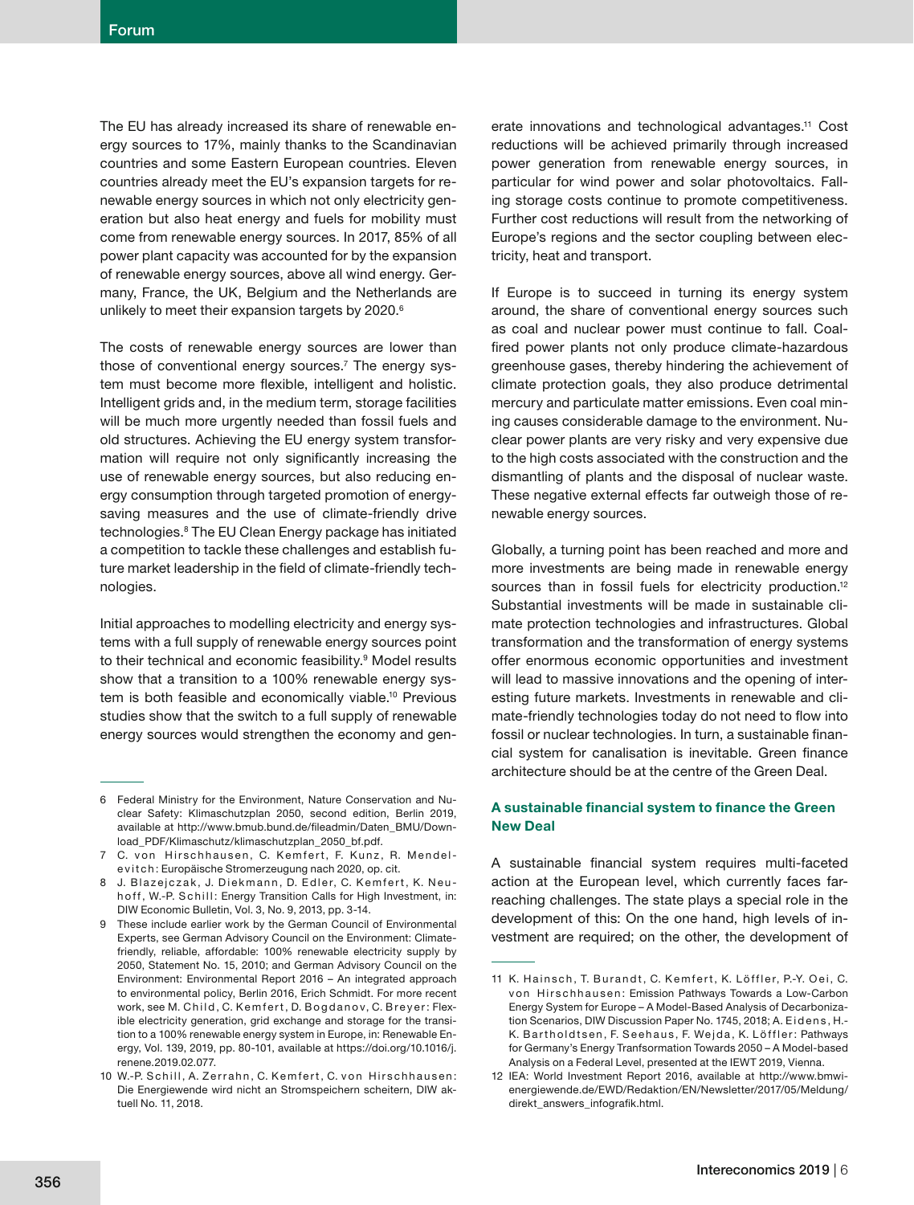The EU has already increased its share of renewable energy sources to 17%, mainly thanks to the Scandinavian countries and some Eastern European countries. Eleven countries already meet the EU's expansion targets for renewable energy sources in which not only electricity generation but also heat energy and fuels for mobility must come from renewable energy sources. In 2017, 85% of all power plant capacity was accounted for by the expansion of renewable energy sources, above all wind energy. Germany, France, the UK, Belgium and the Netherlands are unlikely to meet their expansion targets by 2020.[6]

The costs of renewable energy sources are lower than those of conventional energy sources.[7] The energy system must become more flexible, intelligent and holistic. Intelligent grids and, in the medium term, storage facilities will be much more urgently needed than fossil fuels and old structures. Achieving the EU energy system transformation will require not only significantly increasing the use of renewable energy sources, but also reducing energy consumption through targeted promotion of energy-saving measures and the use of climate-friendly drive technologies.[8] The EU Clean Energy package has initiated a competition to tackle these challenges and establish future market leadership in the field of climate-friendly technologies.

Initial approaches to modelling electricity and energy systems with a full supply of renewable energy sources point to their technical and economic feasibility.[9] Model results show that a transition to a 100% renewable energy system is both feasible and economically viable.[10] Previous studies show that the switch to a full supply of renewable energy sources would strengthen the economy and generate innovations and technological advantages.[11] Cost reductions will be achieved primarily through increased power generation from renewable energy sources, in particular for wind power and solar photovoltaics. Falling storage costs continue to promote competitiveness. Further cost reductions will result from the networking of Europe's regions and the sector coupling between electricity, heat and transport.

If Europe is to succeed in turning its energy system around, the share of conventional energy sources such as coal and nuclear power must continue to fall. Coal-fired power plants not only produce climate-hazardous greenhouse gases, thereby hindering the achievement of climate protection goals, they also produce detrimental mercury and particulate matter emissions. Even coal mining causes considerable damage to the environment. Nuclear power plants are very risky and very expensive due to the high costs associated with the construction and the dismantling of plants and the disposal of nuclear waste. These negative external effects far outweigh those of renewable energy sources.

Globally, a turning point has been reached and more and more investments are being made in renewable energy sources than in fossil fuels for electricity production.[12] Substantial investments will be made in sustainable climate protection technologies and infrastructures. Global transformation and the transformation of energy systems offer enormous economic opportunities and investment will lead to massive innovations and the opening of interesting future markets. Investments in renewable and climate-friendly technologies today do not need to flow into fossil or nuclear technologies. In turn, a sustainable financial system for canalisation is inevitable. Green finance architecture should be at the centre of the Green Deal.

### A sustainable financial system to finance the Green New Deal

A sustainable financial system requires multi-faceted action at the European level, which currently faces far-reaching challenges. The state plays a special role in the development of this: On the one hand, high levels of investment are required; on the other, the development of

---

6 Federal Ministry for the Environment, Nature Conservation and Nuclear Safety: Klimaschutzplan 2050, second edition, Berlin 2019, available at http://www.bmub.bund.de/fileadmin/Daten_BMU/Download_PDF/Klimaschutz/klimaschutzplan_2050_bf.pdf.

7 C. von Hirschhausen, C. Kemfert, F. Kunz, R. Mendelevitch: Europäische Stromerzeugung nach 2020, op. cit.

8 J. Blazejczak, J. Diekmann, D. Edler, C. Kemfert, K. Neuhoff, W.-P. Schill: Energy Transition Calls for High Investment, in: DIW Economic Bulletin, Vol. 3, No. 9, 2013, pp. 3-14.

9 These include earlier work by the German Council of Environmental Experts, see German Advisory Council on the Environment: Climate-friendly, reliable, affordable: 100% renewable electricity supply by 2050, Statement No. 15, 2010; and German Advisory Council on the Environment: Environmental Report 2016 – An integrated approach to environmental policy, Berlin 2016, Erich Schmidt. For more recent work, see M. Child, C. Kemfert, D. Bogdanov, C. Breyer: Flexible electricity generation, grid exchange and storage for the transition to a 100% renewable energy system in Europe, in: Renewable Energy, Vol. 139, 2019, pp. 80-101, available at https://doi.org/10.1016/j.renene.2019.02.077.

10 W.-P. Schill, A. Zerrahn, C. Kemfert, C. von Hirschhausen: Die Energiewende wird nicht an Stromspeichern scheitern, DIW aktuell No. 11, 2018.

11 K. Hainsch, T. Burandt, C. Kemfert, K. Löffler, P.-Y. Oei, C. von Hirschhausen: Emission Pathways Towards a Low-Carbon Energy System for Europe – A Model-Based Analysis of Decarbonization Scenarios, DIW Discussion Paper No. 1745, 2018; A. Eidens, H.-K. Bartholdtsen, F. Seehaus, F. Wejda, K. Löffler: Pathways for Germany's Energy Tranfsormation Towards 2050 – A Model-based Analysis on a Federal Level, presented at the IEWT 2019, Vienna.

12 IEA: World Investment Report 2016, available at http://www.bmwi-energiewende.de/EWD/Redaktion/EN/Newsletter/2017/05/Meldung/direkt_answers_infografik.html.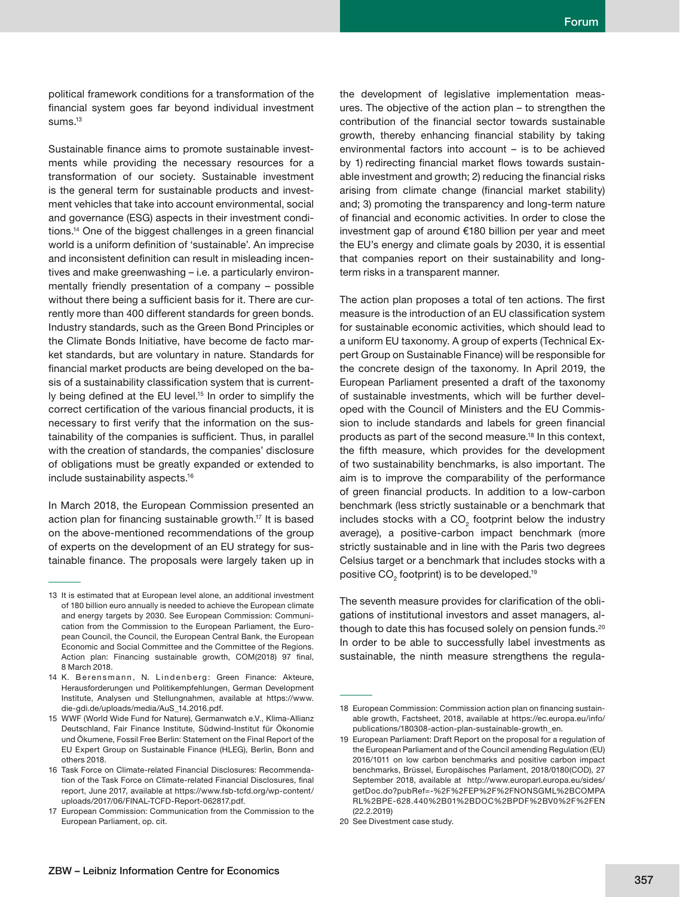political framework conditions for a transformation of the financial system goes far beyond individual investment sums.[13]

Sustainable finance aims to promote sustainable investments while providing the necessary resources for a transformation of our society. Sustainable investment is the general term for sustainable products and investment vehicles that take into account environmental, social and governance (ESG) aspects in their investment conditions.[14] One of the biggest challenges in a green financial world is a uniform definition of 'sustainable'. An imprecise and inconsistent definition can result in misleading incentives and make greenwashing – i.e. a particularly environmentally friendly presentation of a company – possible without there being a sufficient basis for it. There are currently more than 400 different standards for green bonds. Industry standards, such as the Green Bond Principles or the Climate Bonds Initiative, have become de facto market standards, but are voluntary in nature. Standards for financial market products are being developed on the basis of a sustainability classification system that is currently being defined at the EU level.[15] In order to simplify the correct certification of the various financial products, it is necessary to first verify that the information on the sustainability of the companies is sufficient. Thus, in parallel with the creation of standards, the companies' disclosure of obligations must be greatly expanded or extended to include sustainability aspects.[16]

In March 2018, the European Commission presented an action plan for financing sustainable growth.[17] It is based on the above-mentioned recommendations of the group of experts on the development of an EU strategy for sustainable finance. The proposals were largely taken up in the development of legislative implementation measures. The objective of the action plan – to strengthen the contribution of the financial sector towards sustainable growth, thereby enhancing financial stability by taking environmental factors into account – is to be achieved by 1) redirecting financial market flows towards sustainable investment and growth; 2) reducing the financial risks arising from climate change (financial market stability) and; 3) promoting the transparency and long-term nature of financial and economic activities. In order to close the investment gap of around €180 billion per year and meet the EU's energy and climate goals by 2030, it is essential that companies report on their sustainability and long-term risks in a transparent manner.

The action plan proposes a total of ten actions. The first measure is the introduction of an EU classification system for sustainable economic activities, which should lead to a uniform EU taxonomy. A group of experts (Technical Expert Group on Sustainable Finance) will be responsible for the concrete design of the taxonomy. In April 2019, the European Parliament presented a draft of the taxonomy of sustainable investments, which will be further developed with the Council of Ministers and the EU Commission to include standards and labels for green financial products as part of the second measure.[18] In this context, the fifth measure, which provides for the development of two sustainability benchmarks, is also important. The aim is to improve the comparability of the performance of green financial products. In addition to a low-carbon benchmark (less strictly sustainable or a benchmark that includes stocks with a $CO_2$ footprint below the industry average), a positive-carbon impact benchmark (more strictly sustainable and in line with the Paris two degrees Celsius target or a benchmark that includes stocks with a positive $CO_2$ footprint) is to be developed.[19]

The seventh measure provides for clarification of the obligations of institutional investors and asset managers, although to date this has focused solely on pension funds.[20] In order to be able to successfully label investments as sustainable, the ninth measure strengthens the regula-

---

13 It is estimated that at European level alone, an additional investment of 180 billion euro annually is needed to achieve the European climate and energy targets by 2030. See European Commission: Communication from the Commission to the European Parliament, the European Council, the Council, the European Central Bank, the European Economic and Social Committee and the Committee of the Regions. Action plan: Financing sustainable growth, COM(2018) 97 final, 8 March 2018.

14 K. Berensmann, N. Lindenberg: Green Finance: Akteure, Herausforderungen und Politikempfehlungen, German Development Institute, Analysen und Stellungnahmen, available at https://www.die-gdi.de/uploads/media/AuS_14.2016.pdf.

15 WWF (World Wide Fund for Nature), Germanwatch e.V., Klima-Allianz Deutschland, Fair Finance Institute, Südwind-Institut für Ökonomie und Ökumene, Fossil Free Berlin: Statement on the Final Report of the EU Expert Group on Sustainable Finance (HLEG), Berlin, Bonn and others 2018.

16 Task Force on Climate-related Financial Disclosures: Recommendation of the Task Force on Climate-related Financial Disclosures, final report, June 2017, available at https://www.fsb-tcfd.org/wp-content/uploads/2017/06/FINAL-TCFD-Report-062817.pdf.

17 European Commission: Communication from the Commission to the European Parliament, op. cit.

18 European Commission: Commission action plan on financing sustainable growth, Factsheet, 2018, available at https://ec.europa.eu/info/publications/180308-action-plan-sustainable-growth_en.

19 European Parliament: Draft Report on the proposal for a regulation of the European Parliament and of the Council amending Regulation (EU) 2016/1011 on low carbon benchmarks and positive carbon impact benchmarks, Brüssel, Europäisches Parlament, 2018/0180(COD), 27 September 2018, available at http://www.europarl.europa.eu/sides/getDoc.do?pubRef=-%2F%2FEP%2F%2FNONSGML%2BCOMPARL%2BPE-628.440%2B01%2BDOC%2BPDF%2BV0%2F%2FEN (22.2.2019)

20 See Divestment case study.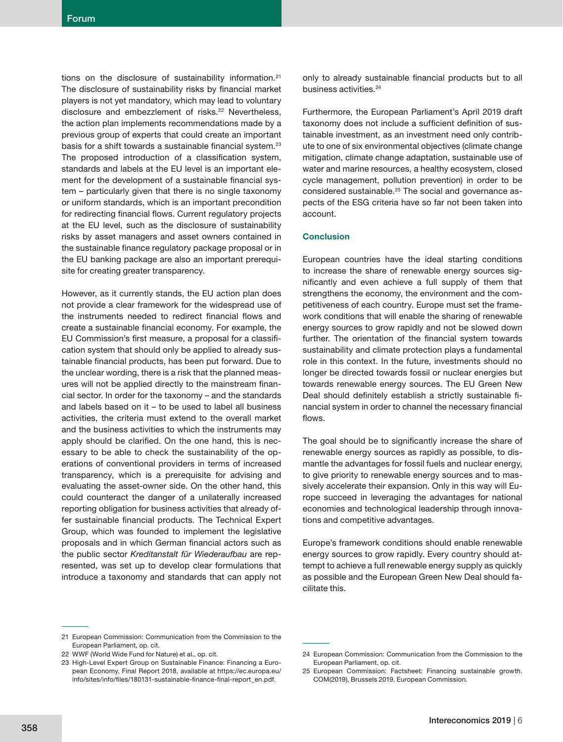tions on the disclosure of sustainability information.[21] The disclosure of sustainability risks by financial market players is not yet mandatory, which may lead to voluntary disclosure and embezzlement of risks.[22] Nevertheless, the action plan implements recommendations made by a previous group of experts that could create an important basis for a shift towards a sustainable financial system.[23] The proposed introduction of a classification system, standards and labels at the EU level is an important element for the development of a sustainable financial system – particularly given that there is no single taxonomy or uniform standards, which is an important precondition for redirecting financial flows. Current regulatory projects at the EU level, such as the disclosure of sustainability risks by asset managers and asset owners contained in the sustainable finance regulatory package proposal or in the EU banking package are also an important prerequisite for creating greater transparency.

However, as it currently stands, the EU action plan does not provide a clear framework for the widespread use of the instruments needed to redirect financial flows and create a sustainable financial economy. For example, the EU Commission's first measure, a proposal for a classification system that should only be applied to already sustainable financial products, has been put forward. Due to the unclear wording, there is a risk that the planned measures will not be applied directly to the mainstream financial sector. In order for the taxonomy – and the standards and labels based on it – to be used to label all business activities, the criteria must extend to the overall market and the business activities to which the instruments may apply should be clarified. On the one hand, this is necessary to be able to check the sustainability of the operations of conventional providers in terms of increased transparency, which is a prerequisite for advising and evaluating the asset-owner side. On the other hand, this could counteract the danger of a unilaterally increased reporting obligation for business activities that already offer sustainable financial products. The Technical Expert Group, which was founded to implement the legislative proposals and in which German financial actors such as the public sector *Kreditanstalt für Wiederaufbau* are represented, was set up to develop clear formulations that introduce a taxonomy and standards that can apply not only to already sustainable financial products but to all business activities.[24]

Furthermore, the European Parliament's April 2019 draft taxonomy does not include a sufficient definition of sustainable investment, as an investment need only contribute to one of six environmental objectives (climate change mitigation, climate change adaptation, sustainable use of water and marine resources, a healthy ecosystem, closed cycle management, pollution prevention) in order to be considered sustainable.[25] The social and governance aspects of the ESG criteria have so far not been taken into account.

## Conclusion

European countries have the ideal starting conditions to increase the share of renewable energy sources significantly and even achieve a full supply of them that strengthens the economy, the environment and the competitiveness of each country. Europe must set the framework conditions that will enable the sharing of renewable energy sources to grow rapidly and not be slowed down further. The orientation of the financial system towards sustainability and climate protection plays a fundamental role in this context. In the future, investments should no longer be directed towards fossil or nuclear energies but towards renewable energy sources. The EU Green New Deal should definitely establish a strictly sustainable financial system in order to channel the necessary financial flows.

The goal should be to significantly increase the share of renewable energy sources as rapidly as possible, to dismantle the advantages for fossil fuels and nuclear energy, to give priority to renewable energy sources and to massively accelerate their expansion. Only in this way will Europe succeed in leveraging the advantages for national economies and technological leadership through innovations and competitive advantages.

Europe's framework conditions should enable renewable energy sources to grow rapidly. Every country should attempt to achieve a full renewable energy supply as quickly as possible and the European Green New Deal should facilitate this.

---

21 European Commission: Communication from the Commission to the European Parliament, op. cit.

22 WWF (World Wide Fund for Nature) et al., op. cit.

23 High-Level Expert Group on Sustainable Finance: Financing a European Economy, Final Report 2018, available at https://ec.europa.eu/info/sites/info/files/180131-sustainable-finance-final-report_en.pdf.

24 European Commission: Communication from the Commission to the European Parliament, op. cit.

25 European Commission: Factsheet: Financing sustainable growth. COM(2019), Brussels 2019, European Commission.